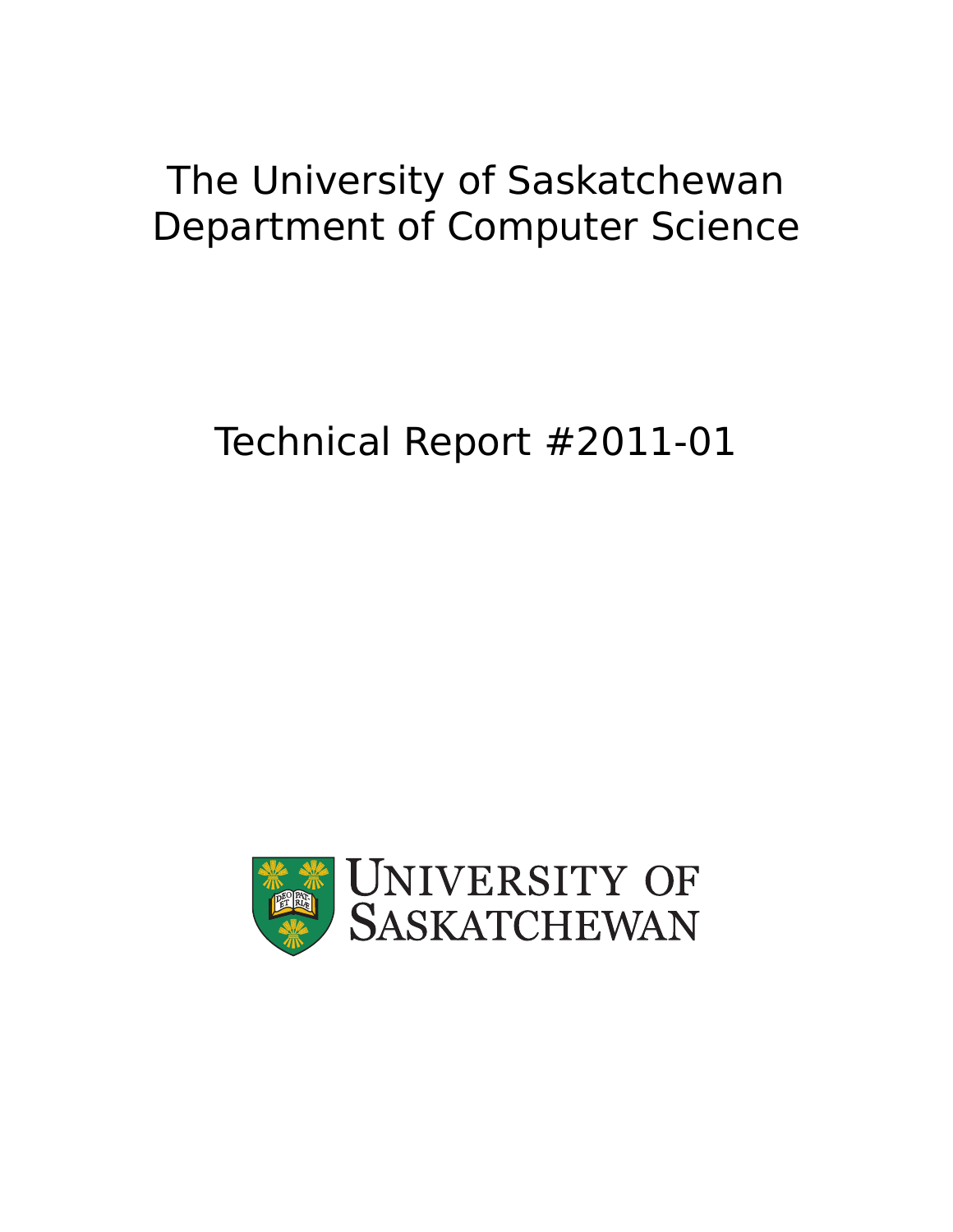# The University of Saskatchewan
# Department of Computer Science

## Technical Report #2011-01

UNIVERSITY OF SASKATCHEWAN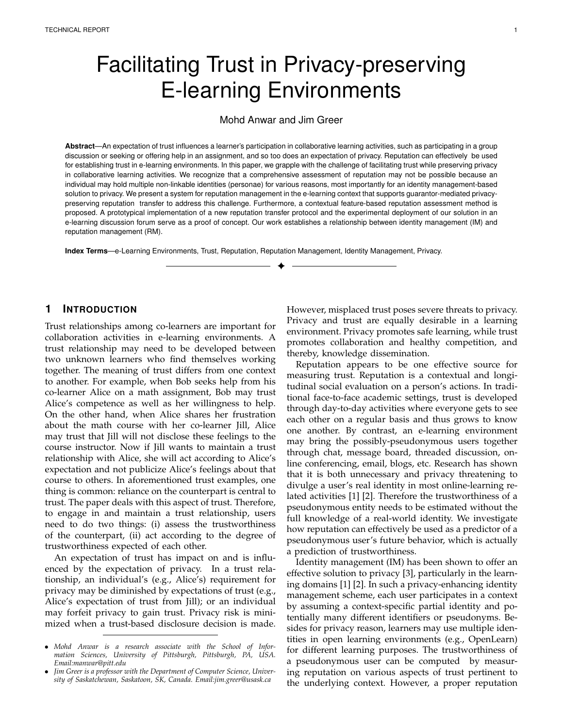# Facilitating Trust in Privacy-preserving E-learning Environments

Mohd Anwar and Jim Greer

**Abstract**—An expectation of trust influences a learner's participation in collaborative learning activities, such as participating in a group discussion or seeking or offering help in an assignment, and so too does an expectation of privacy. Reputation can effectively be used for establishing trust in e-learning environments. In this paper, we grapple with the challenge of facilitating trust while preserving privacy in collaborative learning activities. We recognize that a comprehensive assessment of reputation may not be possible because an individual may hold multiple non-linkable identities (personae) for various reasons, most importantly for an identity management-based solution to privacy. We present a system for reputation management in the e-learning context that supports guarantor-mediated privacy-preserving reputation transfer to address this challenge. Furthermore, a contextual feature-based reputation assessment method is proposed. A prototypical implementation of a new reputation transfer protocol and the experimental deployment of our solution in an e-learning discussion forum serve as a proof of concept. Our work establishes a relationship between identity management (IM) and reputation management (RM).

**Index Terms**—e-Learning Environments, Trust, Reputation, Reputation Management, Identity Management, Privacy.

## 1 Introduction

Trust relationships among co-learners are important for collaboration activities in e-learning environments. A trust relationship may need to be developed between two unknown learners who find themselves working together. The meaning of trust differs from one context to another. For example, when Bob seeks help from his co-learner Alice on a math assignment, Bob may trust Alice's competence as well as her willingness to help. On the other hand, when Alice shares her frustration about the math course with her co-learner Jill, Alice may trust that Jill will not disclose these feelings to the course instructor. Now if Jill wants to maintain a trust relationship with Alice, she will act according to Alice's expectation and not publicize Alice's feelings about that course to others. In aforementioned trust examples, one thing is common: reliance on the counterpart is central to trust. The paper deals with this aspect of trust. Therefore, to engage in and maintain a trust relationship, users need to do two things: (i) assess the trustworthiness of the counterpart, (ii) act according to the degree of trustworthiness expected of each other.

An expectation of trust has impact on and is influenced by the expectation of privacy. In a trust relationship, an individual's (e.g., Alice's) requirement for privacy may be diminished by expectations of trust (e.g., Alice's expectation of trust from Jill); or an individual may forfeit privacy to gain trust. Privacy risk is minimized when a trust-based disclosure decision is made. However, misplaced trust poses severe threats to privacy. Privacy and trust are equally desirable in a learning environment. Privacy promotes safe learning, while trust promotes collaboration and healthy competition, and thereby, knowledge dissemination.

Reputation appears to be one effective source for measuring trust. Reputation is a contextual and longitudinal social evaluation on a person's actions. In traditional face-to-face academic settings, trust is developed through day-to-day activities where everyone gets to see each other on a regular basis and thus grows to know one another. By contrast, an e-learning environment may bring the possibly-pseudonymous users together through chat, message board, threaded discussion, online conferencing, email, blogs, etc. Research has shown that it is both unnecessary and privacy threatening to divulge a user's real identity in most online-learning related activities [1] [2]. Therefore the trustworthiness of a pseudonymous entity needs to be estimated without the full knowledge of a real-world identity. We investigate how reputation can effectively be used as a predictor of a pseudonymous user's future behavior, which is actually a prediction of trustworthiness.

Identity management (IM) has been shown to offer an effective solution to privacy [3], particularly in the learning domains [1] [2]. In such a privacy-enhancing identity management scheme, each user participates in a context by assuming a context-specific partial identity and potentially many different identifiers or pseudonyms. Besides for privacy reason, learners may use multiple identities in open learning environments (e.g., OpenLearn) for different learning purposes. The trustworthiness of a pseudonymous user can be computed by measuring reputation on various aspects of trust pertinent to the underlying context. However, a proper reputation

- *Mohd Anwar is a research associate with the School of Information Sciences, University of Pittsburgh, Pittsburgh, PA, USA. Email:manwar@pitt.edu*
- *Jim Greer is a professor with the Department of Computer Science, University of Saskatchewan, Saskatoon, SK, Canada. Email:jim.greer@usask.ca*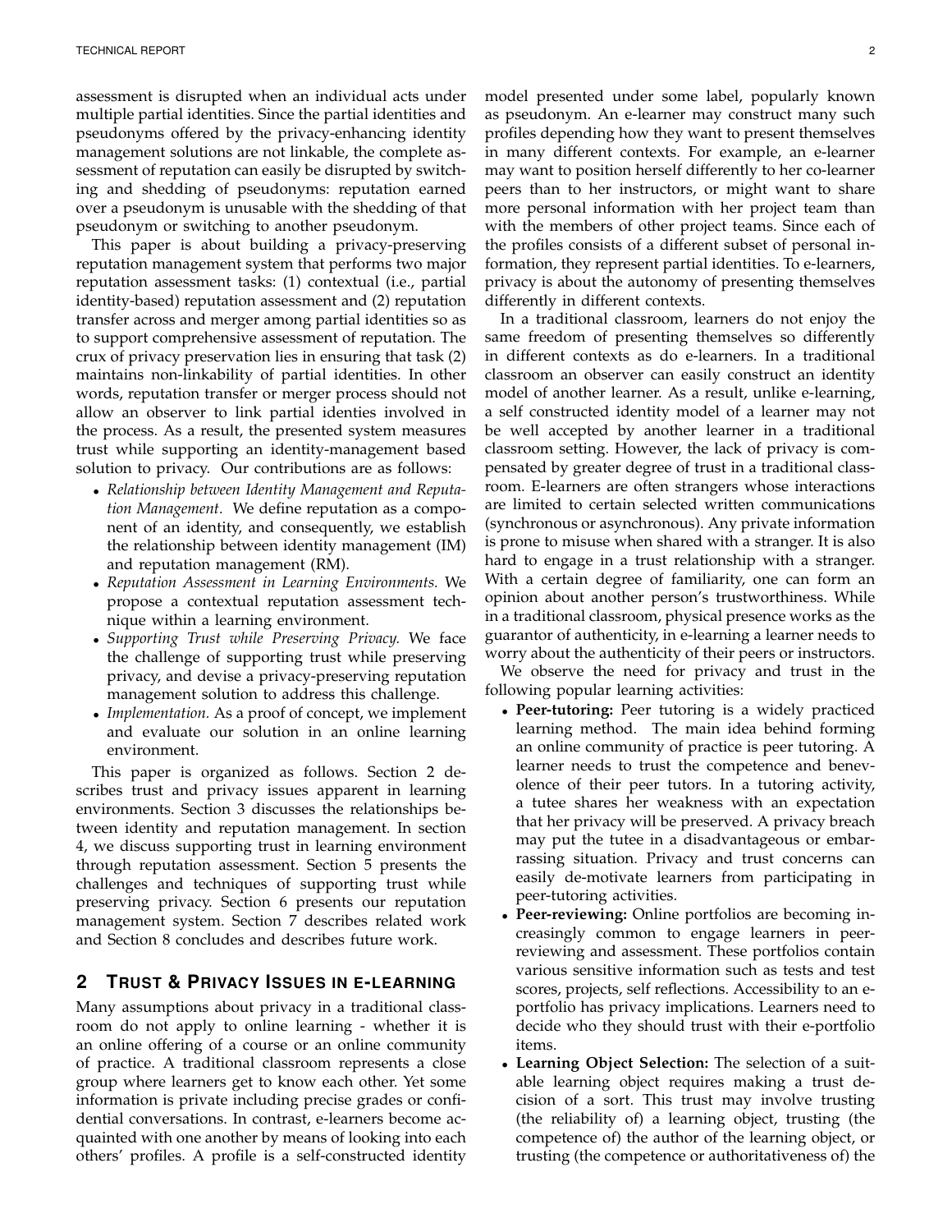assessment is disrupted when an individual acts under multiple partial identities. Since the partial identities and pseudonyms offered by the privacy-enhancing identity management solutions are not linkable, the complete assessment of reputation can easily be disrupted by switching and shedding of pseudonyms: reputation earned over a pseudonym is unusable with the shedding of that pseudonym or switching to another pseudonym.

This paper is about building a privacy-preserving reputation management system that performs two major reputation assessment tasks: (1) contextual (i.e., partial identity-based) reputation assessment and (2) reputation transfer across and merger among partial identities so as to support comprehensive assessment of reputation. The crux of privacy preservation lies in ensuring that task (2) maintains non-linkability of partial identities. In other words, reputation transfer or merger process should not allow an observer to link partial identies involved in the process. As a result, the presented system measures trust while supporting an identity-management based solution to privacy. Our contributions are as follows:

- *Relationship between Identity Management and Reputation Management.* We define reputation as a component of an identity, and consequently, we establish the relationship between identity management (IM) and reputation management (RM).
- *Reputation Assessment in Learning Environments.* We propose a contextual reputation assessment technique within a learning environment.
- *Supporting Trust while Preserving Privacy.* We face the challenge of supporting trust while preserving privacy, and devise a privacy-preserving reputation management solution to address this challenge.
- *Implementation.* As a proof of concept, we implement and evaluate our solution in an online learning environment.

This paper is organized as follows. Section 2 describes trust and privacy issues apparent in learning environments. Section 3 discusses the relationships between identity and reputation management. In section 4, we discuss supporting trust in learning environment through reputation assessment. Section 5 presents the challenges and techniques of supporting trust while preserving privacy. Section 6 presents our reputation management system. Section 7 describes related work and Section 8 concludes and describes future work.

## 2 Trust & Privacy Issues in e-Learning

Many assumptions about privacy in a traditional classroom do not apply to online learning - whether it is an online offering of a course or an online community of practice. A traditional classroom represents a close group where learners get to know each other. Yet some information is private including precise grades or confidential conversations. In contrast, e-learners become acquainted with one another by means of looking into each others' profiles. A profile is a self-constructed identity model presented under some label, popularly known as pseudonym. An e-learner may construct many such profiles depending how they want to present themselves in many different contexts. For example, an e-learner may want to position herself differently to her co-learner peers than to her instructors, or might want to share more personal information with her project team than with the members of other project teams. Since each of the profiles consists of a different subset of personal information, they represent partial identities. To e-learners, privacy is about the autonomy of presenting themselves differently in different contexts.

In a traditional classroom, learners do not enjoy the same freedom of presenting themselves so differently in different contexts as do e-learners. In a traditional classroom an observer can easily construct an identity model of another learner. As a result, unlike e-learning, a self constructed identity model of a learner may not be well accepted by another learner in a traditional classroom setting. However, the lack of privacy is compensated by greater degree of trust in a traditional classroom. E-learners are often strangers whose interactions are limited to certain selected written communications (synchronous or asynchronous). Any private information is prone to misuse when shared with a stranger. It is also hard to engage in a trust relationship with a stranger. With a certain degree of familiarity, one can form an opinion about another person's trustworthiness. While in a traditional classroom, physical presence works as the guarantor of authenticity, in e-learning a learner needs to worry about the authenticity of their peers or instructors.

We observe the need for privacy and trust in the following popular learning activities:

- **Peer-tutoring:** Peer tutoring is a widely practiced learning method. The main idea behind forming an online community of practice is peer tutoring. A learner needs to trust the competence and benevolence of their peer tutors. In a tutoring activity, a tutee shares her weakness with an expectation that her privacy will be preserved. A privacy breach may put the tutee in a disadvantageous or embarrassing situation. Privacy and trust concerns can easily de-motivate learners from participating in peer-tutoring activities.
- **Peer-reviewing:** Online portfolios are becoming increasingly common to engage learners in peer-reviewing and assessment. These portfolios contain various sensitive information such as tests and test scores, projects, self reflections. Accessibility to an e-portfolio has privacy implications. Learners need to decide who they should trust with their e-portfolio items.
- **Learning Object Selection:** The selection of a suitable learning object requires making a trust decision of a sort. This trust may involve trusting (the reliability of) a learning object, trusting (the competence of) the author of the learning object, or trusting (the competence or authoritativeness of) the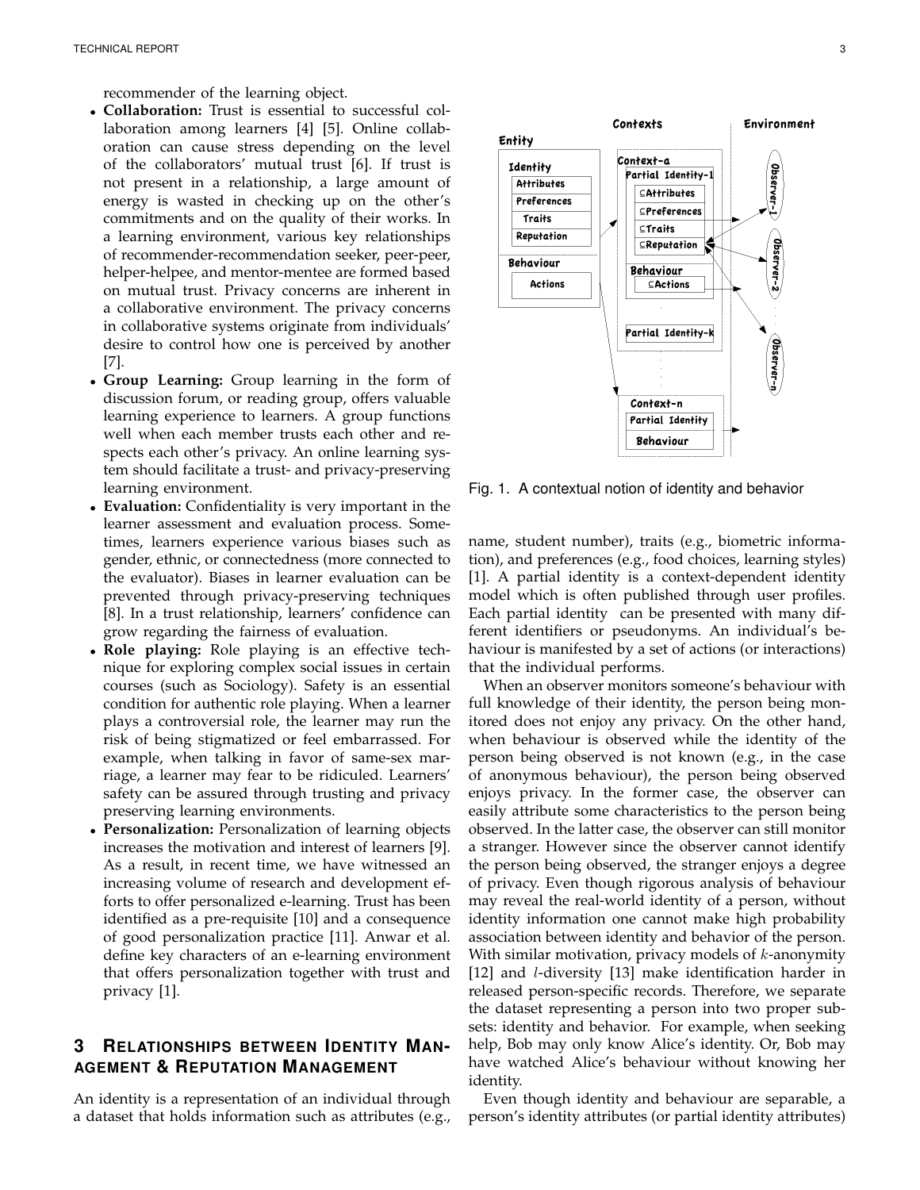recommender of the learning object.

- **Collaboration:** Trust is essential to successful collaboration among learners [4] [5]. Online collaboration can cause stress depending on the level of the collaborators' mutual trust [6]. If trust is not present in a relationship, a large amount of energy is wasted in checking up on the other's commitments and on the quality of their works. In a learning environment, various key relationships of recommender-recommendation seeker, peer-peer, helper-helpee, and mentor-mentee are formed based on mutual trust. Privacy concerns are inherent in a collaborative environment. The privacy concerns in collaborative systems originate from individuals' desire to control how one is perceived by another [7].
- **Group Learning:** Group learning in the form of discussion forum, or reading group, offers valuable learning experience to learners. A group functions well when each member trusts each other and respects each other's privacy. An online learning system should facilitate a trust- and privacy-preserving learning environment.
- **Evaluation:** Confidentiality is very important in the learner assessment and evaluation process. Sometimes, learners experience various biases such as gender, ethnic, or connectedness (more connected to the evaluator). Biases in learner evaluation can be prevented through privacy-preserving techniques [8]. In a trust relationship, learners' confidence can grow regarding the fairness of evaluation.
- **Role playing:** Role playing is an effective technique for exploring complex social issues in certain courses (such as Sociology). Safety is an essential condition for authentic role playing. When a learner plays a controversial role, the learner may run the risk of being stigmatized or feel embarrassed. For example, when talking in favor of same-sex marriage, a learner may fear to be ridiculed. Learners' safety can be assured through trusting and privacy preserving learning environments.
- **Personalization:** Personalization of learning objects increases the motivation and interest of learners [9]. As a result, in recent time, we have witnessed an increasing volume of research and development efforts to offer personalized e-learning. Trust has been identified as a pre-requisite [10] and a consequence of good personalization practice [11]. Anwar et al. define key characters of an e-learning environment that offers personalization together with trust and privacy [1].

## 3 Relationships between Identity Management & Reputation Management

An identity is a representation of an individual through a dataset that holds information such as attributes (e.g., name, student number), traits (e.g., biometric information), and preferences (e.g., food choices, learning styles) [1]. A partial identity is a context-dependent identity model which is often published through user profiles. Each partial identity can be presented with many different identifiers or pseudonyms. An individual's behaviour is manifested by a set of actions (or interactions) that the individual performs.

Fig. 1. A contextual notion of identity and behavior

When an observer monitors someone's behaviour with full knowledge of their identity, the person being monitored does not enjoy any privacy. On the other hand, when behaviour is observed while the identity of the person being observed is not known (e.g., in the case of anonymous behaviour), the person being observed enjoys privacy. In the former case, the observer can easily attribute some characteristics to the person being observed. In the latter case, the observer can still monitor a stranger. However since the observer cannot identify the person being observed, the stranger enjoys a degree of privacy. Even though rigorous analysis of behaviour may reveal the real-world identity of a person, without identity information one cannot make high probability association between identity and behavior of the person. With similar motivation, privacy models of $k$-anonymity [12] and $l$-diversity [13] make identification harder in released person-specific records. Therefore, we separate the dataset representing a person into two proper subsets: identity and behavior. For example, when seeking help, Bob may only know Alice's identity. Or, Bob may have watched Alice's behaviour without knowing her identity.

Even though identity and behaviour are separable, a person's identity attributes (or partial identity attributes)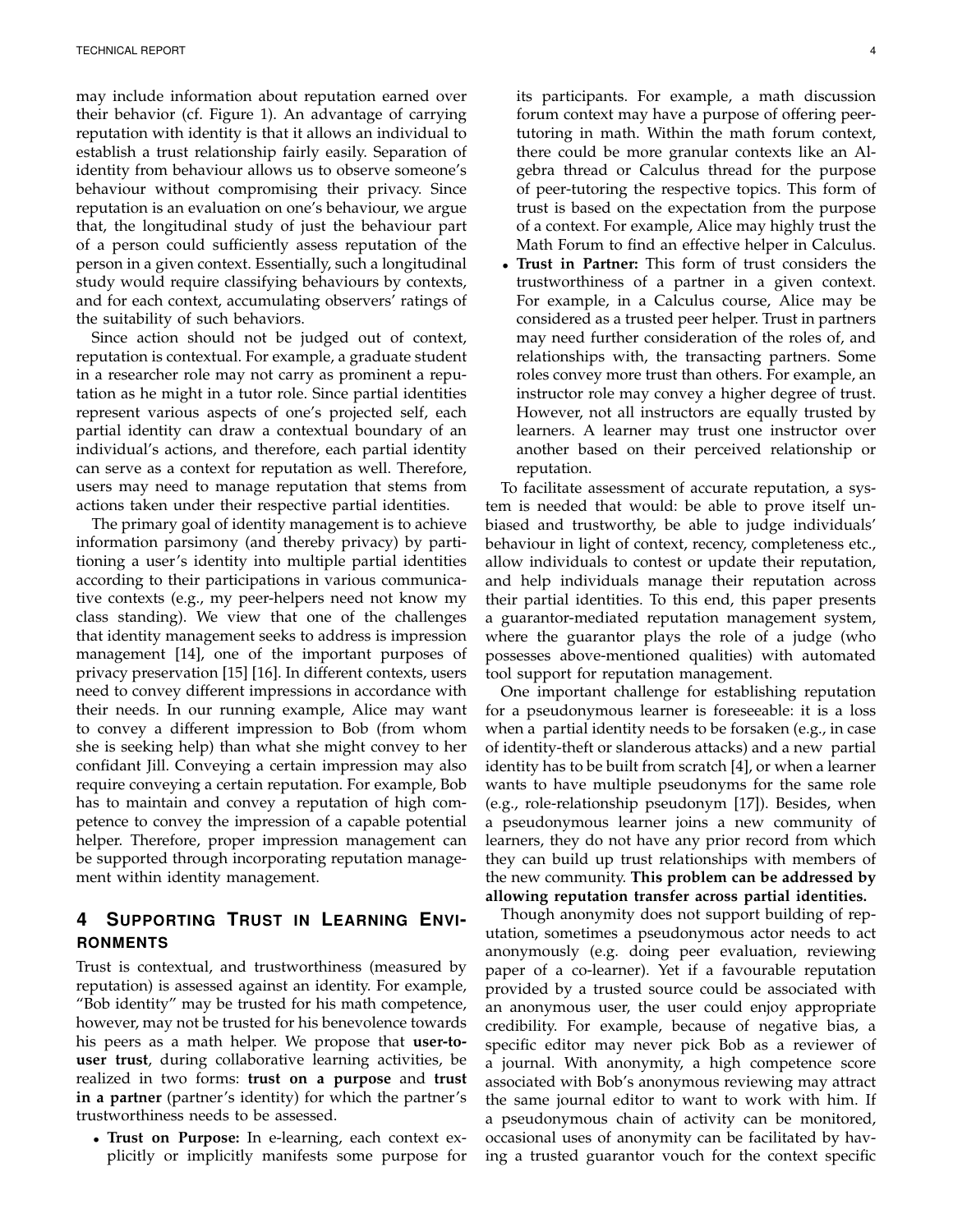may include information about reputation earned over their behavior (cf. Figure 1). An advantage of carrying reputation with identity is that it allows an individual to establish a trust relationship fairly easily. Separation of identity from behaviour allows us to observe someone's behaviour without compromising their privacy. Since reputation is an evaluation on one's behaviour, we argue that, the longitudinal study of just the behaviour part of a person could sufficiently assess reputation of the person in a given context. Essentially, such a longitudinal study would require classifying behaviours by contexts, and for each context, accumulating observers' ratings of the suitability of such behaviors.

Since action should not be judged out of context, reputation is contextual. For example, a graduate student in a researcher role may not carry as prominent a reputation as he might in a tutor role. Since partial identities represent various aspects of one's projected self, each partial identity can draw a contextual boundary of an individual's actions, and therefore, each partial identity can serve as a context for reputation as well. Therefore, users may need to manage reputation that stems from actions taken under their respective partial identities.

The primary goal of identity management is to achieve information parsimony (and thereby privacy) by partitioning a user's identity into multiple partial identities according to their participations in various communicative contexts (e.g., my peer-helpers need not know my class standing). We view that one of the challenges that identity management seeks to address is impression management [14], one of the important purposes of privacy preservation [15] [16]. In different contexts, users need to convey different impressions in accordance with their needs. In our running example, Alice may want to convey a different impression to Bob (from whom she is seeking help) than what she might convey to her confidant Jill. Conveying a certain impression may also require conveying a certain reputation. For example, Bob has to maintain and convey a reputation of high competence to convey the impression of a capable potential helper. Therefore, proper impression management can be supported through incorporating reputation management within identity management.

# 4 Supporting Trust in Learning Environments

Trust is contextual, and trustworthiness (measured by reputation) is assessed against an identity. For example, "Bob identity" may be trusted for his math competence, however, may not be trusted for his benevolence towards his peers as a math helper. We propose that **user-to-user trust**, during collaborative learning activities, be realized in two forms: **trust on a purpose** and **trust in a partner** (partner's identity) for which the partner's trustworthiness needs to be assessed.

- **Trust on Purpose:** In e-learning, each context explicitly or implicitly manifests some purpose for its participants. For example, a math discussion forum context may have a purpose of offering peer-tutoring in math. Within the math forum context, there could be more granular contexts like an Algebra thread or Calculus thread for the purpose of peer-tutoring the respective topics. This form of trust is based on the expectation from the purpose of a context. For example, Alice may highly trust the Math Forum to find an effective helper in Calculus.
- **Trust in Partner:** This form of trust considers the trustworthiness of a partner in a given context. For example, in a Calculus course, Alice may be considered as a trusted peer helper. Trust in partners may need further consideration of the roles of, and relationships with, the transacting partners. Some roles convey more trust than others. For example, an instructor role may convey a higher degree of trust. However, not all instructors are equally trusted by learners. A learner may trust one instructor over another based on their perceived relationship or reputation.

To facilitate assessment of accurate reputation, a system is needed that would: be able to prove itself unbiased and trustworthy, be able to judge individuals' behaviour in light of context, recency, completeness etc., allow individuals to contest or update their reputation, and help individuals manage their reputation across their partial identities. To this end, this paper presents a guarantor-mediated reputation management system, where the guarantor plays the role of a judge (who possesses above-mentioned qualities) with automated tool support for reputation management.

One important challenge for establishing reputation for a pseudonymous learner is foreseeable: it is a loss when a partial identity needs to be forsaken (e.g., in case of identity-theft or slanderous attacks) and a new partial identity has to be built from scratch [4], or when a learner wants to have multiple pseudonyms for the same role (e.g., role-relationship pseudonym [17]). Besides, when a pseudonymous learner joins a new community of learners, they do not have any prior record from which they can build up trust relationships with members of the new community. **This problem can be addressed by allowing reputation transfer across partial identities.**

Though anonymity does not support building of reputation, sometimes a pseudonymous actor needs to act anonymously (e.g. doing peer evaluation, reviewing paper of a co-learner). Yet if a favourable reputation provided by a trusted source could be associated with an anonymous user, the user could enjoy appropriate credibility. For example, because of negative bias, a specific editor may never pick Bob as a reviewer of a journal. With anonymity, a high competence score associated with Bob's anonymous reviewing may attract the same journal editor to want to work with him. If a pseudonymous chain of activity can be monitored, occasional uses of anonymity can be facilitated by having a trusted guarantor vouch for the context specific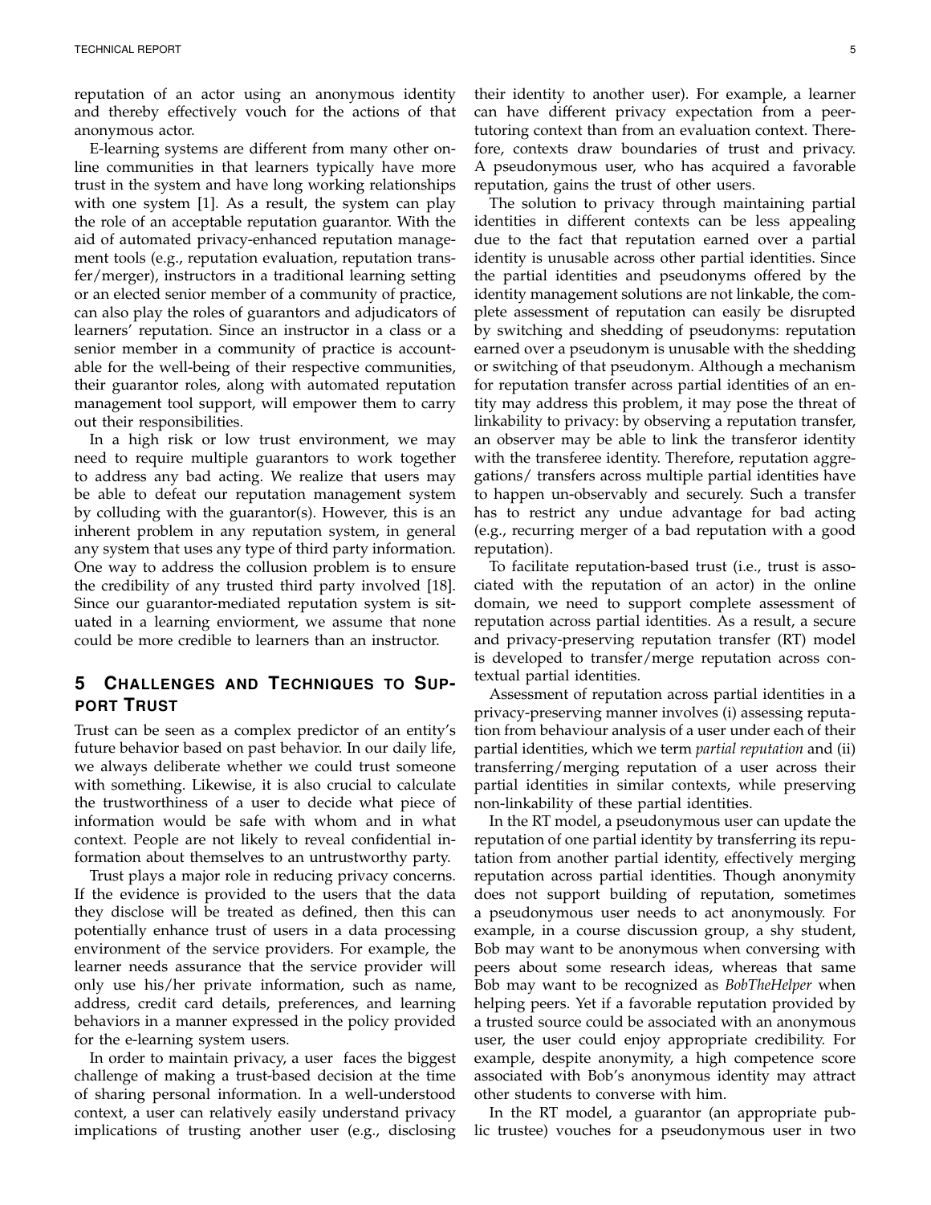reputation of an actor using an anonymous identity and thereby effectively vouch for the actions of that anonymous actor.

E-learning systems are different from many other online communities in that learners typically have more trust in the system and have long working relationships with one system [1]. As a result, the system can play the role of an acceptable reputation guarantor. With the aid of automated privacy-enhanced reputation management tools (e.g., reputation evaluation, reputation transfer/merger), instructors in a traditional learning setting or an elected senior member of a community of practice, can also play the roles of guarantors and adjudicators of learners' reputation. Since an instructor in a class or a senior member in a community of practice is accountable for the well-being of their respective communities, their guarantor roles, along with automated reputation management tool support, will empower them to carry out their responsibilities.

In a high risk or low trust environment, we may need to require multiple guarantors to work together to address any bad acting. We realize that users may be able to defeat our reputation management system by colluding with the guarantor(s). However, this is an inherent problem in any reputation system, in general any system that uses any type of third party information. One way to address the collusion problem is to ensure the credibility of any trusted third party involved [18]. Since our guarantor-mediated reputation system is situated in a learning enviorment, we assume that none could be more credible to learners than an instructor.

## 5 Challenges and Techniques to Support Trust

Trust can be seen as a complex predictor of an entity's future behavior based on past behavior. In our daily life, we always deliberate whether we could trust someone with something. Likewise, it is also crucial to calculate the trustworthiness of a user to decide what piece of information would be safe with whom and in what context. People are not likely to reveal confidential information about themselves to an untrustworthy party.

Trust plays a major role in reducing privacy concerns. If the evidence is provided to the users that the data they disclose will be treated as defined, then this can potentially enhance trust of users in a data processing environment of the service providers. For example, the learner needs assurance that the service provider will only use his/her private information, such as name, address, credit card details, preferences, and learning behaviors in a manner expressed in the policy provided for the e-learning system users.

In order to maintain privacy, a user faces the biggest challenge of making a trust-based decision at the time of sharing personal information. In a well-understood context, a user can relatively easily understand privacy implications of trusting another user (e.g., disclosing their identity to another user). For example, a learner can have different privacy expectation from a peer-tutoring context than from an evaluation context. Therefore, contexts draw boundaries of trust and privacy. A pseudonymous user, who has acquired a favorable reputation, gains the trust of other users.

The solution to privacy through maintaining partial identities in different contexts can be less appealing due to the fact that reputation earned over a partial identity is unusable across other partial identities. Since the partial identities and pseudonyms offered by the identity management solutions are not linkable, the complete assessment of reputation can easily be disrupted by switching and shedding of pseudonyms: reputation earned over a pseudonym is unusable with the shedding or switching of that pseudonym. Although a mechanism for reputation transfer across partial identities of an entity may address this problem, it may pose the threat of linkability to privacy: by observing a reputation transfer, an observer may be able to link the transferor identity with the transferee identity. Therefore, reputation aggregations/ transfers across multiple partial identities have to happen un-observably and securely. Such a transfer has to restrict any undue advantage for bad acting (e.g., recurring merger of a bad reputation with a good reputation).

To facilitate reputation-based trust (i.e., trust is associated with the reputation of an actor) in the online domain, we need to support complete assessment of reputation across partial identities. As a result, a secure and privacy-preserving reputation transfer (RT) model is developed to transfer/merge reputation across contextual partial identities.

Assessment of reputation across partial identities in a privacy-preserving manner involves (i) assessing reputation from behaviour analysis of a user under each of their partial identities, which we term *partial reputation* and (ii) transferring/merging reputation of a user across their partial identities in similar contexts, while preserving non-linkability of these partial identities.

In the RT model, a pseudonymous user can update the reputation of one partial identity by transferring its reputation from another partial identity, effectively merging reputation across partial identities. Though anonymity does not support building of reputation, sometimes a pseudonymous user needs to act anonymously. For example, in a course discussion group, a shy student, Bob may want to be anonymous when conversing with peers about some research ideas, whereas that same Bob may want to be recognized as *BobTheHelper* when helping peers. Yet if a favorable reputation provided by a trusted source could be associated with an anonymous user, the user could enjoy appropriate credibility. For example, despite anonymity, a high competence score associated with Bob's anonymous identity may attract other students to converse with him.

In the RT model, a guarantor (an appropriate public trustee) vouches for a pseudonymous user in two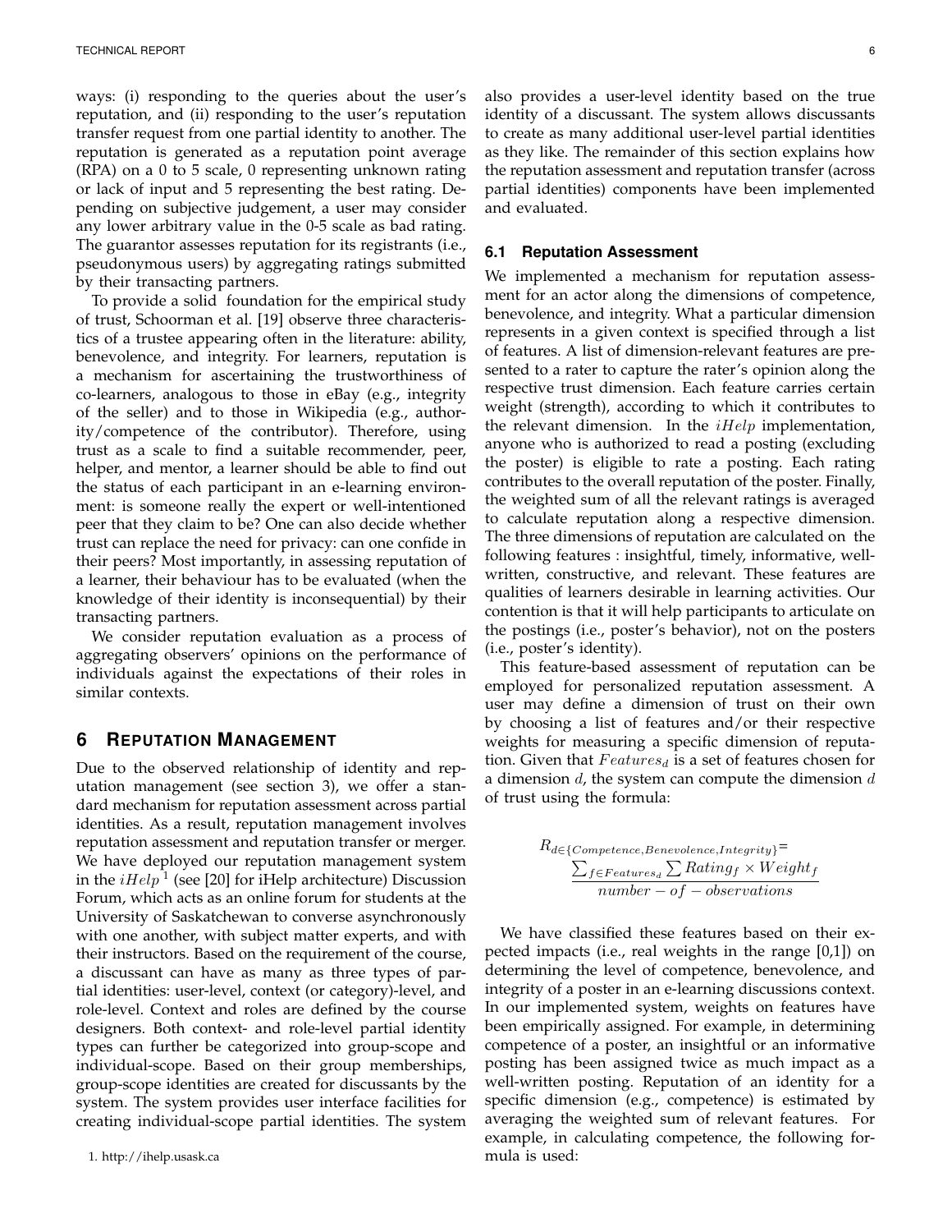ways: (i) responding to the queries about the user's reputation, and (ii) responding to the user's reputation transfer request from one partial identity to another. The reputation is generated as a reputation point average (RPA) on a 0 to 5 scale, 0 representing unknown rating or lack of input and 5 representing the best rating. Depending on subjective judgement, a user may consider any lower arbitrary value in the 0-5 scale as bad rating. The guarantor assesses reputation for its registrants (i.e., pseudonymous users) by aggregating ratings submitted by their transacting partners.

To provide a solid foundation for the empirical study of trust, Schoorman et al. [19] observe three characteristics of a trustee appearing often in the literature: ability, benevolence, and integrity. For learners, reputation is a mechanism for ascertaining the trustworthiness of co-learners, analogous to those in eBay (e.g., integrity of the seller) and to those in Wikipedia (e.g., authority/competence of the contributor). Therefore, using trust as a scale to find a suitable recommender, peer, helper, and mentor, a learner should be able to find out the status of each participant in an e-learning environment: is someone really the expert or well-intentioned peer that they claim to be? One can also decide whether trust can replace the need for privacy: can one confide in their peers? Most importantly, in assessing reputation of a learner, their behaviour has to be evaluated (when the knowledge of their identity is inconsequential) by their transacting partners.

We consider reputation evaluation as a process of aggregating observers' opinions on the performance of individuals against the expectations of their roles in similar contexts.

## 6 Reputation Management

Due to the observed relationship of identity and reputation management (see section 3), we offer a standard mechanism for reputation assessment across partial identities. As a result, reputation management involves reputation assessment and reputation transfer or merger. We have deployed our reputation management system in the *iHelp* [1] (see [20] for iHelp architecture) Discussion Forum, which acts as an online forum for students at the University of Saskatchewan to converse asynchronously with one another, with subject matter experts, and with their instructors. Based on the requirement of the course, a discussant can have as many as three types of partial identities: user-level, context (or category)-level, and role-level. Context and roles are defined by the course designers. Both context- and role-level partial identity types can further be categorized into group-scope and individual-scope. Based on their group memberships, group-scope identities are created for discussants by the system. The system provides user interface facilities for creating individual-scope partial identities. The system also provides a user-level identity based on the true identity of a discussant. The system allows discussants to create as many additional user-level partial identities as they like. The remainder of this section explains how the reputation assessment and reputation transfer (across partial identities) components have been implemented and evaluated.

1. http://ihelp.usask.ca

### 6.1 Reputation Assessment

We implemented a mechanism for reputation assessment for an actor along the dimensions of competence, benevolence, and integrity. What a particular dimension represents in a given context is specified through a list of features. A list of dimension-relevant features are presented to a rater to capture the rater's opinion along the respective trust dimension. Each feature carries certain weight (strength), according to which it contributes to the relevant dimension. In the *iHelp* implementation, anyone who is authorized to read a posting (excluding the poster) is eligible to rate a posting. Each rating contributes to the overall reputation of the poster. Finally, the weighted sum of all the relevant ratings is averaged to calculate reputation along a respective dimension. The three dimensions of reputation are calculated on the following features : insightful, timely, informative, well-written, constructive, and relevant. These features are qualities of learners desirable in learning activities. Our contention is that it will help participants to articulate on the postings (i.e., poster's behavior), not on the posters (i.e., poster's identity).

This feature-based assessment of reputation can be employed for personalized reputation assessment. A user may define a dimension of trust on their own by choosing a list of features and/or their respective weights for measuring a specific dimension of reputation. Given that $Features_d$ is a set of features chosen for a dimension $d$, the system can compute the dimension $d$ of trust using the formula:

$$R_{d \in \{Competence, Benevolence, Integrity\}} = \frac{\sum_{f \in Features_d} \sum Rating_f \times Weight_f}{number - of - observations}$$

We have classified these features based on their expected impacts (i.e., real weights in the range [0,1]) on determining the level of competence, benevolence, and integrity of a poster in an e-learning discussions context. In our implemented system, weights on features have been empirically assigned. For example, in determining competence of a poster, an insightful or an informative posting has been assigned twice as much impact as a well-written posting. Reputation of an identity for a specific dimension (e.g., competence) is estimated by averaging the weighted sum of relevant features. For example, in calculating competence, the following formula is used: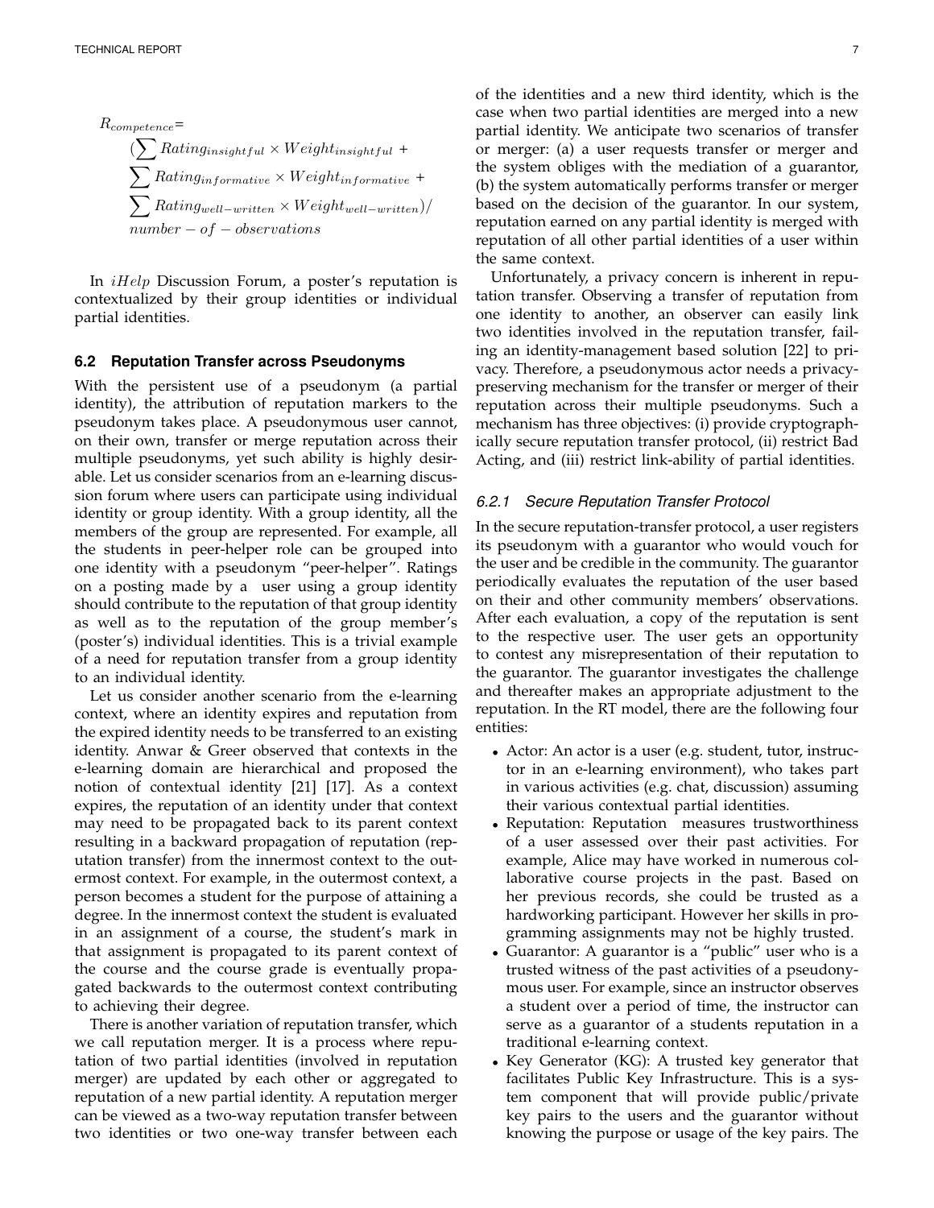$$R_{competence} = \left(\sum Rating_{insightful} \times Weight_{insightful} + \sum Rating_{informative} \times Weight_{informative} + \sum Rating_{well-written} \times Weight_{well-written}\right) / number - of - observations$$

In $iHelp$ Discussion Forum, a poster's reputation is contextualized by their group identities or individual partial identities.

### 6.2 Reputation Transfer across Pseudonyms

With the persistent use of a pseudonym (a partial identity), the attribution of reputation markers to the pseudonym takes place. A pseudonymous user cannot, on their own, transfer or merge reputation across their multiple pseudonyms, yet such ability is highly desirable. Let us consider scenarios from an e-learning discussion forum where users can participate using individual identity or group identity. With a group identity, all the members of the group are represented. For example, all the students in peer-helper role can be grouped into one identity with a pseudonym "peer-helper". Ratings on a posting made by a user using a group identity should contribute to the reputation of that group identity as well as to the reputation of the group member's (poster's) individual identities. This is a trivial example of a need for reputation transfer from a group identity to an individual identity.

Let us consider another scenario from the e-learning context, where an identity expires and reputation from the expired identity needs to be transferred to an existing identity. Anwar & Greer observed that contexts in the e-learning domain are hierarchical and proposed the notion of contextual identity [21] [17]. As a context expires, the reputation of an identity under that context may need to be propagated back to its parent context resulting in a backward propagation of reputation (reputation transfer) from the innermost context to the outermost context. For example, in the outermost context, a person becomes a student for the purpose of attaining a degree. In the innermost context the student is evaluated in an assignment of a course, the student's mark in that assignment is propagated to its parent context of the course and the course grade is eventually propagated backwards to the outermost context contributing to achieving their degree.

There is another variation of reputation transfer, which we call reputation merger. It is a process where reputation of two partial identities (involved in reputation merger) are updated by each other or aggregated to reputation of a new partial identity. A reputation merger can be viewed as a two-way reputation transfer between two identities or two one-way transfer between each of the identities and a new third identity, which is the case when two partial identities are merged into a new partial identity. We anticipate two scenarios of transfer or merger: (a) a user requests transfer or merger and the system obliges with the mediation of a guarantor, (b) the system automatically performs transfer or merger based on the decision of the guarantor. In our system, reputation earned on any partial identity is merged with reputation of all other partial identities of a user within the same context.

Unfortunately, a privacy concern is inherent in reputation transfer. Observing a transfer of reputation from one identity to another, an observer can easily link two identities involved in the reputation transfer, failing an identity-management based solution [22] to privacy. Therefore, a pseudonymous actor needs a privacy-preserving mechanism for the transfer or merger of their reputation across their multiple pseudonyms. Such a mechanism has three objectives: (i) provide cryptographically secure reputation transfer protocol, (ii) restrict Bad Acting, and (iii) restrict link-ability of partial identities.

#### *6.2.1 Secure Reputation Transfer Protocol*

In the secure reputation-transfer protocol, a user registers its pseudonym with a guarantor who would vouch for the user and be credible in the community. The guarantor periodically evaluates the reputation of the user based on their and other community members' observations. After each evaluation, a copy of the reputation is sent to the respective user. The user gets an opportunity to contest any misrepresentation of their reputation to the guarantor. The guarantor investigates the challenge and thereafter makes an appropriate adjustment to the reputation. In the RT model, there are the following four entities:

- Actor: An actor is a user (e.g. student, tutor, instructor in an e-learning environment), who takes part in various activities (e.g. chat, discussion) assuming their various contextual partial identities.
- Reputation: Reputation measures trustworthiness of a user assessed over their past activities. For example, Alice may have worked in numerous collaborative course projects in the past. Based on her previous records, she could be trusted as a hardworking participant. However her skills in programming assignments may not be highly trusted.
- Guarantor: A guarantor is a "public" user who is a trusted witness of the past activities of a pseudonymous user. For example, since an instructor observes a student over a period of time, the instructor can serve as a guarantor of a students reputation in a traditional e-learning context.
- Key Generator (KG): A trusted key generator that facilitates Public Key Infrastructure. This is a system component that will provide public/private key pairs to the users and the guarantor without knowing the purpose or usage of the key pairs. The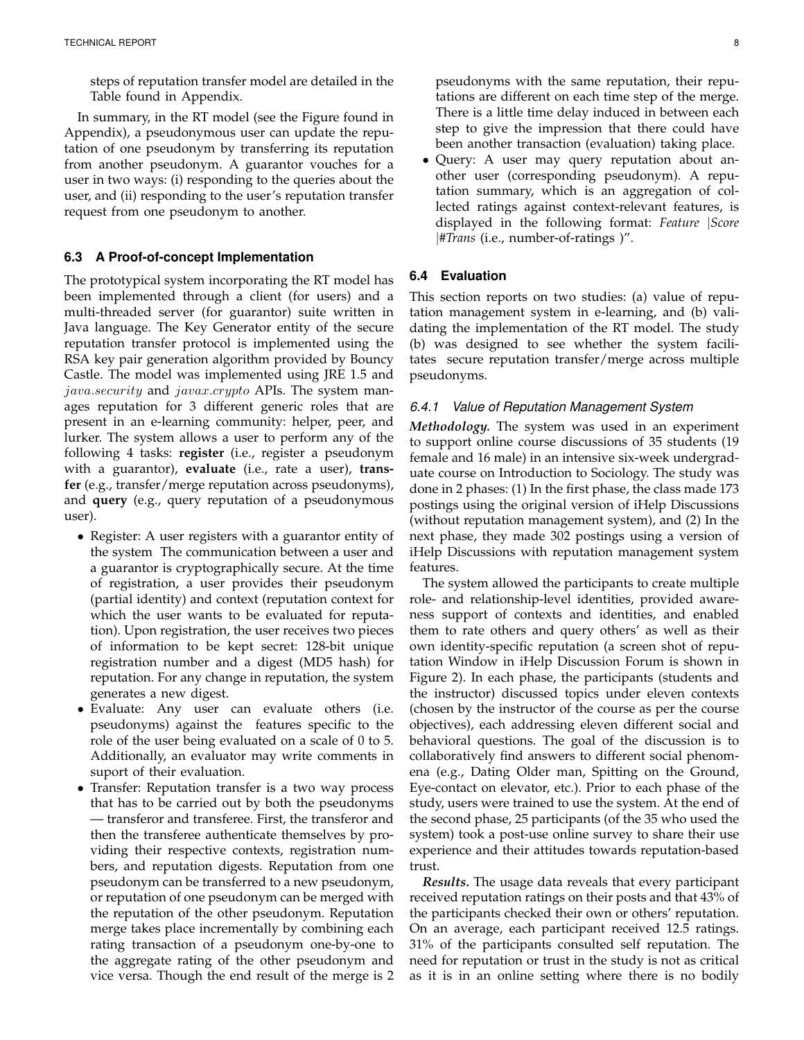steps of reputation transfer model are detailed in the Table found in Appendix.

In summary, in the RT model (see the Figure found in Appendix), a pseudonymous user can update the reputation of one pseudonym by transferring its reputation from another pseudonym. A guarantor vouches for a user in two ways: (i) responding to the queries about the user, and (ii) responding to the user's reputation transfer request from one pseudonym to another.

### 6.3 A Proof-of-concept Implementation

The prototypical system incorporating the RT model has been implemented through a client (for users) and a multi-threaded server (for guarantor) suite written in Java language. The Key Generator entity of the secure reputation transfer protocol is implemented using the RSA key pair generation algorithm provided by Bouncy Castle. The model was implemented using JRE 1.5 and *java.security* and *javax.crypto* APIs. The system manages reputation for 3 different generic roles that are present in an e-learning community: helper, peer, and lurker. The system allows a user to perform any of the following 4 tasks: **register** (i.e., register a pseudonym with a guarantor), **evaluate** (i.e., rate a user), **transfer** (e.g., transfer/merge reputation across pseudonyms), and **query** (e.g., query reputation of a pseudonymous user).

- Register: A user registers with a guarantor entity of the system The communication between a user and a guarantor is cryptographically secure. At the time of registration, a user provides their pseudonym (partial identity) and context (reputation context for which the user wants to be evaluated for reputation). Upon registration, the user receives two pieces of information to be kept secret: 128-bit unique registration number and a digest (MD5 hash) for reputation. For any change in reputation, the system generates a new digest.
- Evaluate: Any user can evaluate others (i.e. pseudonyms) against the features specific to the role of the user being evaluated on a scale of 0 to 5. Additionally, an evaluator may write comments in suport of their evaluation.
- Transfer: Reputation transfer is a two way process that has to be carried out by both the pseudonyms — transferor and transferee. First, the transferor and then the transferee authenticate themselves by providing their respective contexts, registration numbers, and reputation digests. Reputation from one pseudonym can be transferred to a new pseudonym, or reputation of one pseudonym can be merged with the reputation of the other pseudonym. Reputation merge takes place incrementally by combining each rating transaction of a pseudonym one-by-one to the aggregate rating of the other pseudonym and vice versa. Though the end result of the merge is 2 pseudonyms with the same reputation, their reputations are different on each time step of the merge. There is a little time delay induced in between each step to give the impression that there could have been another transaction (evaluation) taking place.
- Query: A user may query reputation about another user (corresponding pseudonym). A reputation summary, which is an aggregation of collected ratings against context-relevant features, is displayed in the following format: *Feature |Score |#Trans* (i.e., number-of-ratings )".

### 6.4 Evaluation

This section reports on two studies: (a) value of reputation management system in e-learning, and (b) validating the implementation of the RT model. The study (b) was designed to see whether the system facilitates secure reputation transfer/merge across multiple pseudonyms.

#### 6.4.1 Value of Reputation Management System

***Methodology.*** The system was used in an experiment to support online course discussions of 35 students (19 female and 16 male) in an intensive six-week undergraduate course on Introduction to Sociology. The study was done in 2 phases: (1) In the first phase, the class made 173 postings using the original version of iHelp Discussions (without reputation management system), and (2) In the next phase, they made 302 postings using a version of iHelp Discussions with reputation management system features.

The system allowed the participants to create multiple role- and relationship-level identities, provided awareness support of contexts and identities, and enabled them to rate others and query others' as well as their own identity-specific reputation (a screen shot of reputation Window in iHelp Discussion Forum is shown in Figure 2). In each phase, the participants (students and the instructor) discussed topics under eleven contexts (chosen by the instructor of the course as per the course objectives), each addressing eleven different social and behavioral questions. The goal of the discussion is to collaboratively find answers to different social phenomena (e.g., Dating Older man, Spitting on the Ground, Eye-contact on elevator, etc.). Prior to each phase of the study, users were trained to use the system. At the end of the second phase, 25 participants (of the 35 who used the system) took a post-use online survey to share their use experience and their attitudes towards reputation-based trust.

***Results.*** The usage data reveals that every participant received reputation ratings on their posts and that 43% of the participants checked their own or others' reputation. On an average, each participant received 12.5 ratings. 31% of the participants consulted self reputation. The need for reputation or trust in the study is not as critical as it is in an online setting where there is no bodily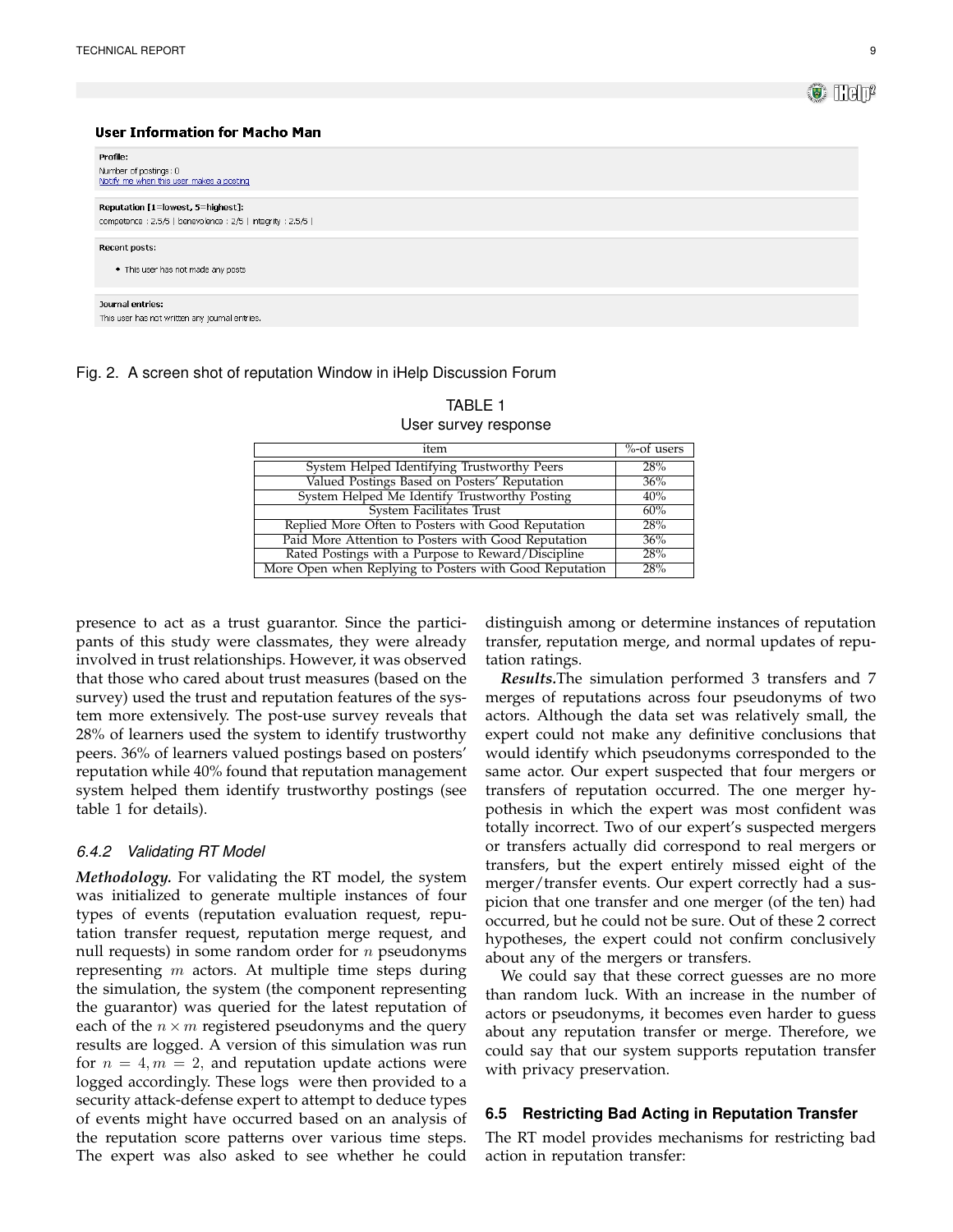Fig. 2. A screen shot of reputation Window in iHelp Discussion Forum

TABLE 1
User survey response

| item | %-of users |
| --- | --- |
| System Helped Identifying Trustworthy Peers | 28% |
| Valued Postings Based on Posters' Reputation | 36% |
| System Helped Me Identify Trustworthy Posting | 40% |
| System Facilitates Trust | 60% |
| Replied More Often to Posters with Good Reputation | 28% |
| Paid More Attention to Posters with Good Reputation | 36% |
| Rated Postings with a Purpose to Reward/Discipline | 28% |
| More Open when Replying to Posters with Good Reputation | 28% |

presence to act as a trust guarantor. Since the participants of this study were classmates, they were already involved in trust relationships. However, it was observed that those who cared about trust measures (based on the survey) used the trust and reputation features of the system more extensively. The post-use survey reveals that 28% of learners used the system to identify trustworthy peers. 36% of learners valued postings based on posters' reputation while 40% found that reputation management system helped them identify trustworthy postings (see table 1 for details).

#### 6.4.2 Validating RT Model

***Methodology.*** For validating the RT model, the system was initialized to generate multiple instances of four types of events (reputation evaluation request, reputation transfer request, reputation merge request, and null requests) in some random order for $n$ pseudonyms representing $m$ actors. At multiple time steps during the simulation, the system (the component representing the guarantor) was queried for the latest reputation of each of the $n \times m$ registered pseudonyms and the query results are logged. A version of this simulation was run for $n = 4, m = 2$, and reputation update actions were logged accordingly. These logs were then provided to a security attack-defense expert to attempt to deduce types of events might have occurred based on an analysis of the reputation score patterns over various time steps. The expert was also asked to see whether he could distinguish among or determine instances of reputation transfer, reputation merge, and normal updates of reputation ratings.

***Results.*** The simulation performed 3 transfers and 7 merges of reputations across four pseudonyms of two actors. Although the data set was relatively small, the expert could not make any definitive conclusions that would identify which pseudonyms corresponded to the same actor. Our expert suspected that four mergers or transfers of reputation occurred. The one merger hypothesis in which the expert was most confident was totally incorrect. Two of our expert's suspected mergers or transfers actually did correspond to real mergers or transfers, but the expert entirely missed eight of the merger/transfer events. Our expert correctly had a suspicion that one transfer and one merger (of the ten) had occurred, but he could not be sure. Out of these 2 correct hypotheses, the expert could not confirm conclusively about any of the mergers or transfers.

We could say that these correct guesses are no more than random luck. With an increase in the number of actors or pseudonyms, it becomes even harder to guess about any reputation transfer or merge. Therefore, we could say that our system supports reputation transfer with privacy preservation.

### 6.5 Restricting Bad Acting in Reputation Transfer

The RT model provides mechanisms for restricting bad action in reputation transfer: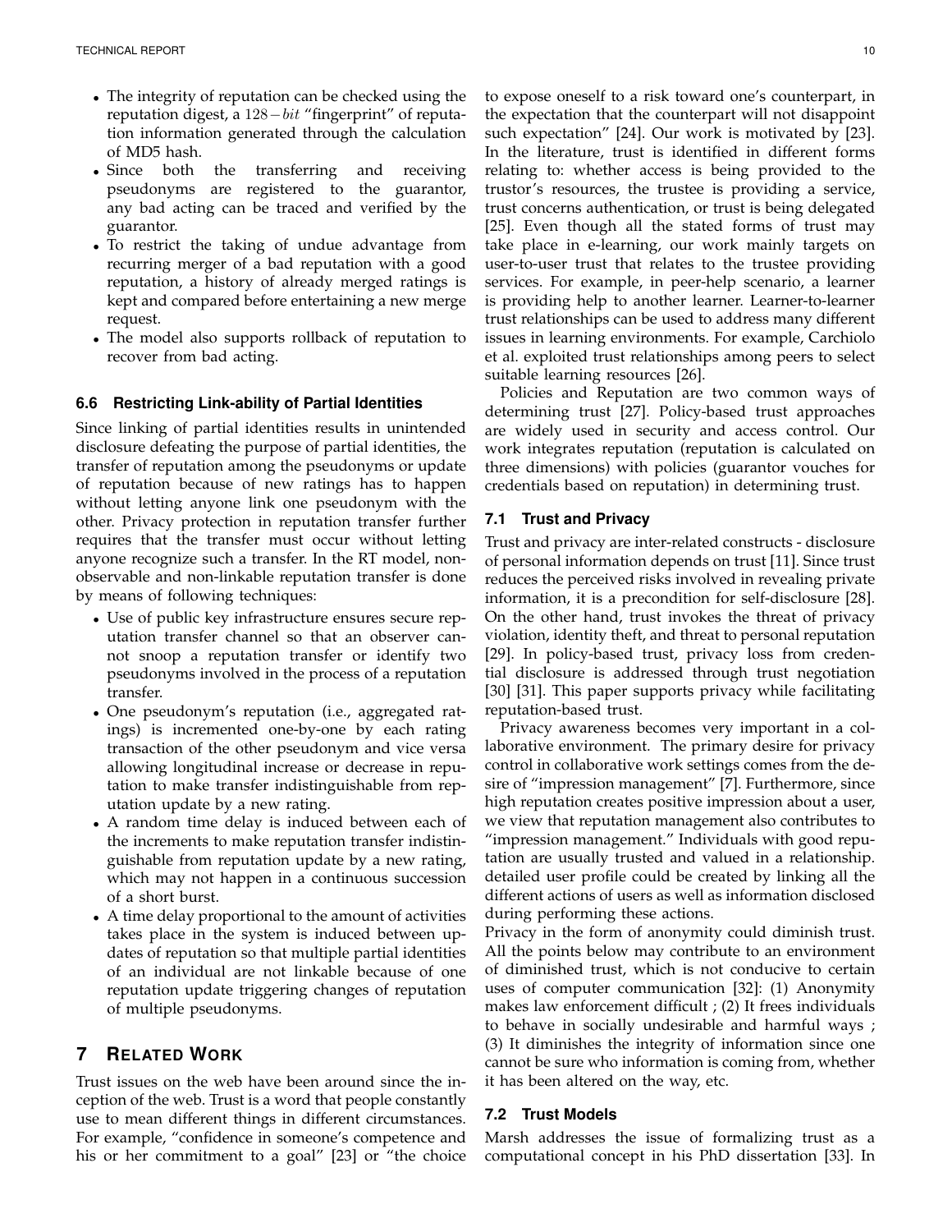- The integrity of reputation can be checked using the reputation digest, a $128-bit$ "fingerprint" of reputation information generated through the calculation of MD5 hash.
- Since both the transferring and receiving pseudonyms are registered to the guarantor, any bad acting can be traced and verified by the guarantor.
- To restrict the taking of undue advantage from recurring merger of a bad reputation with a good reputation, a history of already merged ratings is kept and compared before entertaining a new merge request.
- The model also supports rollback of reputation to recover from bad acting.

### 6.6 Restricting Link-ability of Partial Identities

Since linking of partial identities results in unintended disclosure defeating the purpose of partial identities, the transfer of reputation among the pseudonyms or update of reputation because of new ratings has to happen without letting anyone link one pseudonym with the other. Privacy protection in reputation transfer further requires that the transfer must occur without letting anyone recognize such a transfer. In the RT model, non-observable and non-linkable reputation transfer is done by means of following techniques:

- Use of public key infrastructure ensures secure reputation transfer channel so that an observer cannot snoop a reputation transfer or identify two pseudonyms involved in the process of a reputation transfer.
- One pseudonym's reputation (i.e., aggregated ratings) is incremented one-by-one by each rating transaction of the other pseudonym and vice versa allowing longitudinal increase or decrease in reputation to make transfer indistinguishable from reputation update by a new rating.
- A random time delay is induced between each of the increments to make reputation transfer indistinguishable from reputation update by a new rating, which may not happen in a continuous succession of a short burst.
- A time delay proportional to the amount of activities takes place in the system is induced between updates of reputation so that multiple partial identities of an individual are not linkable because of one reputation update triggering changes of reputation of multiple pseudonyms.

## 7 Related Work

Trust issues on the web have been around since the inception of the web. Trust is a word that people constantly use to mean different things in different circumstances. For example, "confidence in someone's competence and his or her commitment to a goal" [23] or "the choice to expose oneself to a risk toward one's counterpart, in the expectation that the counterpart will not disappoint such expectation" [24]. Our work is motivated by [23]. In the literature, trust is identified in different forms relating to: whether access is being provided to the trustor's resources, the trustee is providing a service, trust concerns authentication, or trust is being delegated [25]. Even though all the stated forms of trust may take place in e-learning, our work mainly targets on user-to-user trust that relates to the trustee providing services. For example, in peer-help scenario, a learner is providing help to another learner. Learner-to-learner trust relationships can be used to address many different issues in learning environments. For example, Carchiolo et al. exploited trust relationships among peers to select suitable learning resources [26].

Policies and Reputation are two common ways of determining trust [27]. Policy-based trust approaches are widely used in security and access control. Our work integrates reputation (reputation is calculated on three dimensions) with policies (guarantor vouches for credentials based on reputation) in determining trust.

### 7.1 Trust and Privacy

Trust and privacy are inter-related constructs - disclosure of personal information depends on trust [11]. Since trust reduces the perceived risks involved in revealing private information, it is a precondition for self-disclosure [28]. On the other hand, trust invokes the threat of privacy violation, identity theft, and threat to personal reputation [29]. In policy-based trust, privacy loss from credential disclosure is addressed through trust negotiation [30] [31]. This paper supports privacy while facilitating reputation-based trust.

Privacy awareness becomes very important in a collaborative environment. The primary desire for privacy control in collaborative work settings comes from the desire of "impression management" [7]. Furthermore, since high reputation creates positive impression about a user, we view that reputation management also contributes to "impression management." Individuals with good reputation are usually trusted and valued in a relationship. detailed user profile could be created by linking all the different actions of users as well as information disclosed during performing these actions.

Privacy in the form of anonymity could diminish trust. All the points below may contribute to an environment of diminished trust, which is not conducive to certain uses of computer communication [32]: (1) Anonymity makes law enforcement difficult ; (2) It frees individuals to behave in socially undesirable and harmful ways ; (3) It diminishes the integrity of information since one cannot be sure who information is coming from, whether it has been altered on the way, etc.

### 7.2 Trust Models

Marsh addresses the issue of formalizing trust as a computational concept in his PhD dissertation [33]. In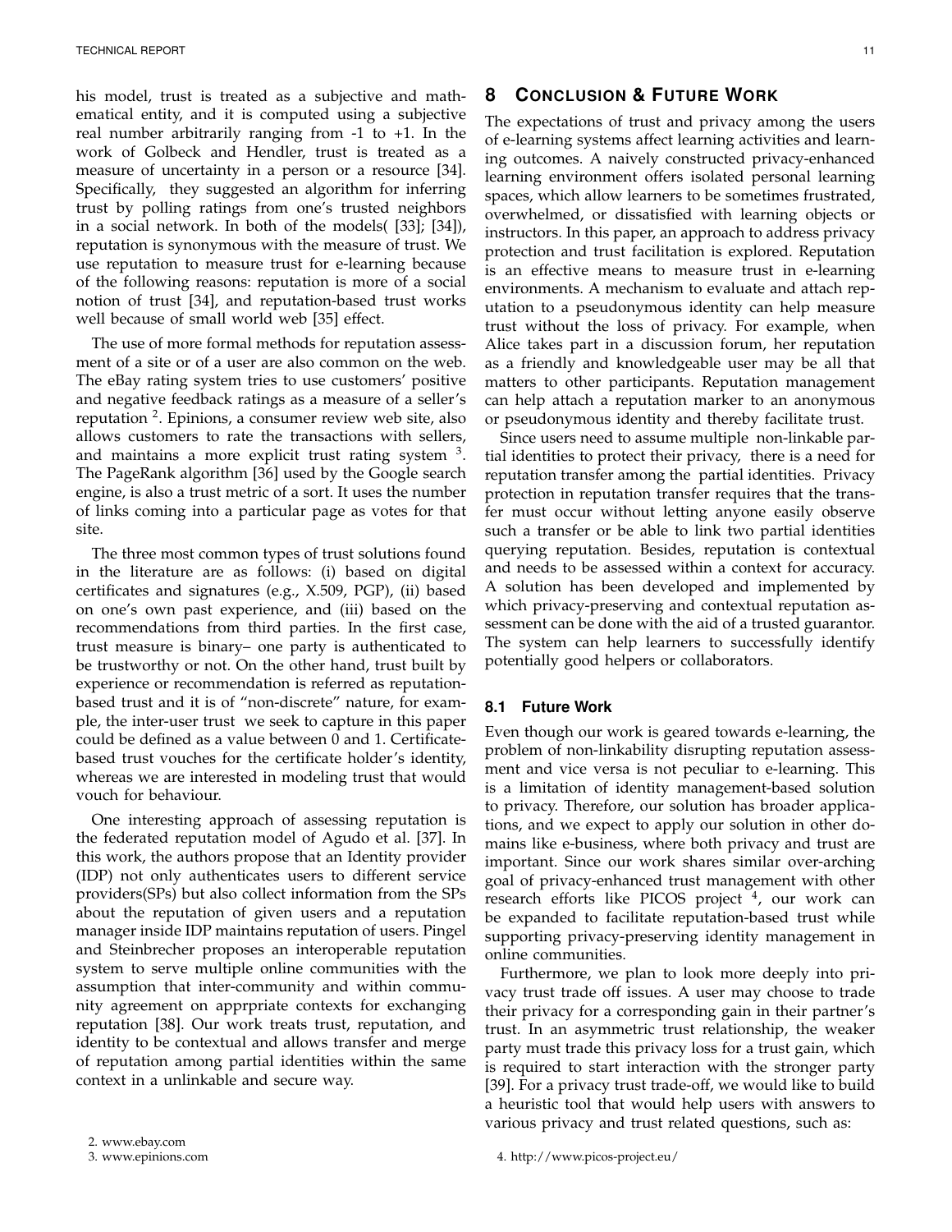his model, trust is treated as a subjective and mathematical entity, and it is computed using a subjective real number arbitrarily ranging from -1 to +1. In the work of Golbeck and Hendler, trust is treated as a measure of uncertainty in a person or a resource [34]. Specifically, they suggested an algorithm for inferring trust by polling ratings from one's trusted neighbors in a social network. In both of the models( [33]; [34]), reputation is synonymous with the measure of trust. We use reputation to measure trust for e-learning because of the following reasons: reputation is more of a social notion of trust [34], and reputation-based trust works well because of small world web [35] effect.

The use of more formal methods for reputation assessment of a site or of a user are also common on the web. The eBay rating system tries to use customers' positive and negative feedback ratings as a measure of a seller's reputation [2]. Epinions, a consumer review web site, also allows customers to rate the transactions with sellers, and maintains a more explicit trust rating system [3]. The PageRank algorithm [36] used by the Google search engine, is also a trust metric of a sort. It uses the number of links coming into a particular page as votes for that site.

The three most common types of trust solutions found in the literature are as follows: (i) based on digital certificates and signatures (e.g., X.509, PGP), (ii) based on one's own past experience, and (iii) based on the recommendations from third parties. In the first case, trust measure is binary– one party is authenticated to be trustworthy or not. On the other hand, trust built by experience or recommendation is referred as reputation-based trust and it is of "non-discrete" nature, for example, the inter-user trust we seek to capture in this paper could be defined as a value between 0 and 1. Certificate-based trust vouches for the certificate holder's identity, whereas we are interested in modeling trust that would vouch for behaviour.

One interesting approach of assessing reputation is the federated reputation model of Agudo et al. [37]. In this work, the authors propose that an Identity provider (IDP) not only authenticates users to different service providers(SPs) but also collect information from the SPs about the reputation of given users and a reputation manager inside IDP maintains reputation of users. Pingel and Steinbrecher proposes an interoperable reputation system to serve multiple online communities with the assumption that inter-community and within community agreement on apprpriate contexts for exchanging reputation [38]. Our work treats trust, reputation, and identity to be contextual and allows transfer and merge of reputation among partial identities within the same context in a unlinkable and secure way.

2. www.ebay.com
3. www.epinions.com

# 8 Conclusion & Future Work

The expectations of trust and privacy among the users of e-learning systems affect learning activities and learning outcomes. A naively constructed privacy-enhanced learning environment offers isolated personal learning spaces, which allow learners to be sometimes frustrated, overwhelmed, or dissatisfied with learning objects or instructors. In this paper, an approach to address privacy protection and trust facilitation is explored. Reputation is an effective means to measure trust in e-learning environments. A mechanism to evaluate and attach reputation to a pseudonymous identity can help measure trust without the loss of privacy. For example, when Alice takes part in a discussion forum, her reputation as a friendly and knowledgeable user may be all that matters to other participants. Reputation management can help attach a reputation marker to an anonymous or pseudonymous identity and thereby facilitate trust.

Since users need to assume multiple non-linkable partial identities to protect their privacy, there is a need for reputation transfer among the partial identities. Privacy protection in reputation transfer requires that the transfer must occur without letting anyone easily observe such a transfer or be able to link two partial identities querying reputation. Besides, reputation is contextual and needs to be assessed within a context for accuracy. A solution has been developed and implemented by which privacy-preserving and contextual reputation assessment can be done with the aid of a trusted guarantor. The system can help learners to successfully identify potentially good helpers or collaborators.

## 8.1 Future Work

Even though our work is geared towards e-learning, the problem of non-linkability disrupting reputation assessment and vice versa is not peculiar to e-learning. This is a limitation of identity management-based solution to privacy. Therefore, our solution has broader applications, and we expect to apply our solution in other domains like e-business, where both privacy and trust are important. Since our work shares similar over-arching goal of privacy-enhanced trust management with other research efforts like PICOS project [4], our work can be expanded to facilitate reputation-based trust while supporting privacy-preserving identity management in online communities.

Furthermore, we plan to look more deeply into privacy trust trade off issues. A user may choose to trade their privacy for a corresponding gain in their partner's trust. In an asymmetric trust relationship, the weaker party must trade this privacy loss for a trust gain, which is required to start interaction with the stronger party [39]. For a privacy trust trade-off, we would like to build a heuristic tool that would help users with answers to various privacy and trust related questions, such as:

4. http://www.picos-project.eu/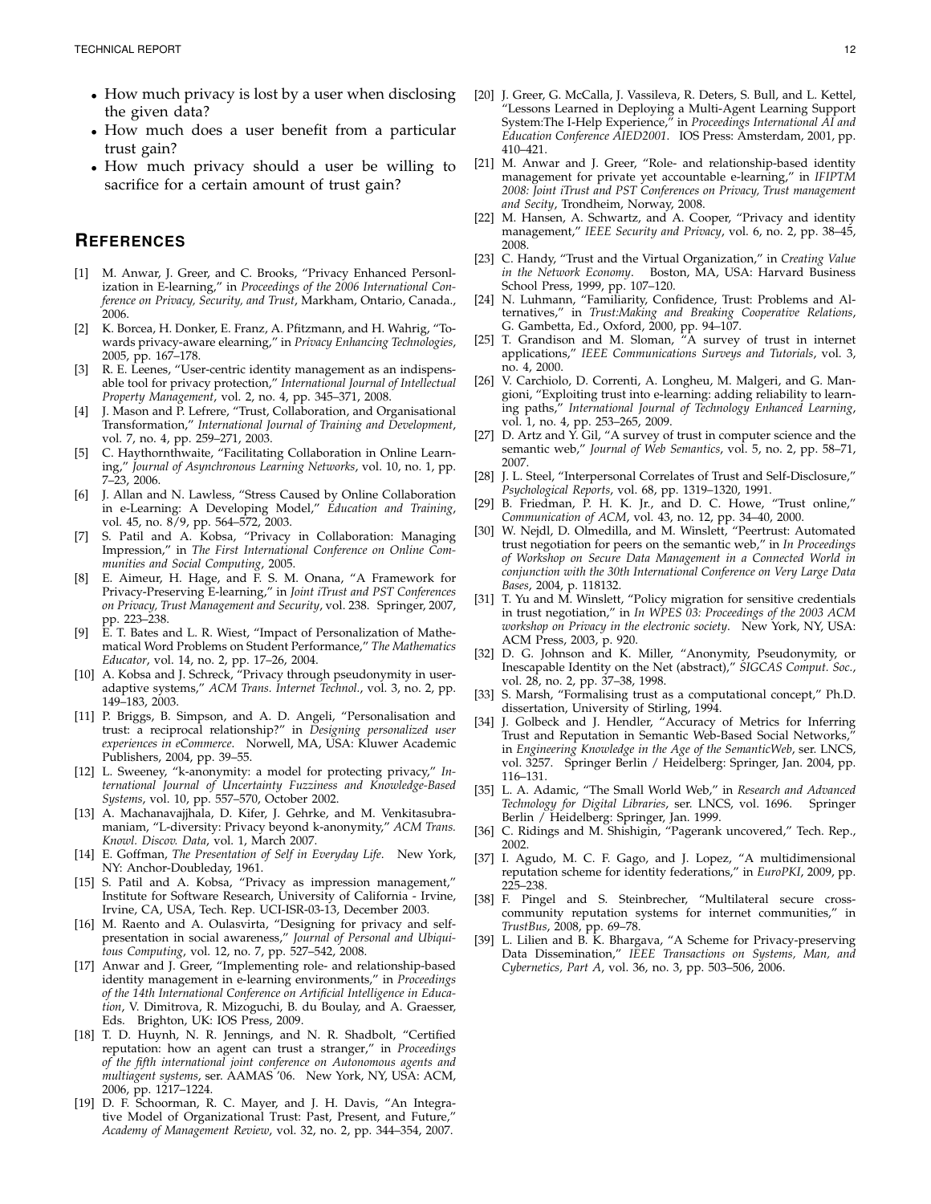- How much privacy is lost by a user when disclosing the given data?
- How much does a user benefit from a particular trust gain?
- How much privacy should a user be willing to sacrifice for a certain amount of trust gain?

## REFERENCES

[1] M. Anwar, J. Greer, and C. Brooks, "Privacy Enhanced Personlization in E-learning," in *Proceedings of the 2006 International Conference on Privacy, Security, and Trust*, Markham, Ontario, Canada., 2006.

[2] K. Borcea, H. Donker, E. Franz, A. Pfitzmann, and H. Wahrig, "Towards privacy-aware elearning," in *Privacy Enhancing Technologies*, 2005, pp. 167–178.

[3] R. E. Leenes, "User-centric identity management as an indispensable tool for privacy protection," *International Journal of Intellectual Property Management*, vol. 2, no. 4, pp. 345–371, 2008.

[4] J. Mason and P. Lefrere, "Trust, Collaboration, and Organisational Transformation," *International Journal of Training and Development*, vol. 7, no. 4, pp. 259–271, 2003.

[5] C. Haythornthwaite, "Facilitating Collaboration in Online Learning," *Journal of Asynchronous Learning Networks*, vol. 10, no. 1, pp. 7–23, 2006.

[6] J. Allan and N. Lawless, "Stress Caused by Online Collaboration in e-Learning: A Developing Model," *Education and Training*, vol. 45, no. 8/9, pp. 564–572, 2003.

[7] S. Patil and A. Kobsa, "Privacy in Collaboration: Managing Impression," in *The First International Conference on Online Communities and Social Computing*, 2005.

[8] E. Aimeur, H. Hage, and F. S. M. Onana, "A Framework for Privacy-Preserving E-learning," in *Joint iTrust and PST Conferences on Privacy, Trust Management and Security*, vol. 238. Springer, 2007, pp. 223–238.

[9] E. T. Bates and L. R. Wiest, "Impact of Personalization of Mathematical Word Problems on Student Performance," *The Mathematics Educator*, vol. 14, no. 2, pp. 17–26, 2004.

[10] A. Kobsa and J. Schreck, "Privacy through pseudonymity in user-adaptive systems," *ACM Trans. Internet Technol.*, vol. 3, no. 2, pp. 149–183, 2003.

[11] P. Briggs, B. Simpson, and A. D. Angeli, "Personalisation and trust: a reciprocal relationship?" in *Designing personalized user experiences in eCommerce*. Norwell, MA, USA: Kluwer Academic Publishers, 2004, pp. 39–55.

[12] L. Sweeney, "k-anonymity: a model for protecting privacy," *International Journal of Uncertainty Fuzziness and Knowledge-Based Systems*, vol. 10, pp. 557–570, October 2002.

[13] A. Machanavajjhala, D. Kifer, J. Gehrke, and M. Venkitasubramaniam, "L-diversity: Privacy beyond k-anonymity," *ACM Trans. Knowl. Discov. Data*, vol. 1, March 2007.

[14] E. Goffman, *The Presentation of Self in Everyday Life*. New York, NY: Anchor-Doubleday, 1961.

[15] S. Patil and A. Kobsa, "Privacy as impression management," Institute for Software Research, University of California - Irvine, Irvine, CA, USA, Tech. Rep. UCI-ISR-03-13, December 2003.

[16] M. Raento and A. Oulasvirta, "Designing for privacy and self-presentation in social awareness," *Journal of Personal and Ubiquitous Computing*, vol. 12, no. 7, pp. 527–542, 2008.

[17] Anwar and J. Greer, "Implementing role- and relationship-based identity management in e-learning environments," in *Proceedings of the 14th International Conference on Artificial Intelligence in Education*, V. Dimitrova, R. Mizoguchi, B. du Boulay, and A. Graesser, Eds. Brighton, UK: IOS Press, 2009.

[18] T. D. Huynh, N. R. Jennings, and N. R. Shadbolt, "Certified reputation: how an agent can trust a stranger," in *Proceedings of the fifth international joint conference on Autonomous agents and multiagent systems*, ser. AAMAS '06. New York, NY, USA: ACM, 2006, pp. 1217–1224.

[19] D. F. Schoorman, R. C. Mayer, and J. H. Davis, "An Integrative Model of Organizational Trust: Past, Present, and Future," *Academy of Management Review*, vol. 32, no. 2, pp. 344–354, 2007.

[20] J. Greer, G. McCalla, J. Vassileva, R. Deters, S. Bull, and L. Kettel, "Lessons Learned in Deploying a Multi-Agent Learning Support System:The I-Help Experience," in *Proceedings International AI and Education Conference AIED2001*. IOS Press: Amsterdam, 2001, pp. 410–421.

[21] M. Anwar and J. Greer, "Role- and relationship-based identity management for private yet accountable e-learning," in *IFIPTM 2008: Joint iTrust and PST Conferences on Privacy, Trust management and Secity*, Trondheim, Norway, 2008.

[22] M. Hansen, A. Schwartz, and A. Cooper, "Privacy and identity management," *IEEE Security and Privacy*, vol. 6, no. 2, pp. 38–45, 2008.

[23] C. Handy, "Trust and the Virtual Organization," in *Creating Value in the Network Economy*. Boston, MA, USA: Harvard Business School Press, 1999, pp. 107–120.

[24] N. Luhmann, "Familiarity, Confidence, Trust: Problems and Alternatives," in *Trust:Making and Breaking Cooperative Relations*, G. Gambetta, Ed., Oxford, 2000, pp. 94–107.

[25] T. Grandison and M. Sloman, "A survey of trust in internet applications," *IEEE Communications Surveys and Tutorials*, vol. 3, no. 4, 2000.

[26] V. Carchiolo, D. Correnti, A. Longheu, M. Malgeri, and G. Mangioni, "Exploiting trust into e-learning: adding reliability to learning paths," *International Journal of Technology Enhanced Learning*, vol. 1, no. 4, pp. 253–265, 2009.

[27] D. Artz and Y. Gil, "A survey of trust in computer science and the semantic web," *Journal of Web Semantics*, vol. 5, no. 2, pp. 58–71, 2007.

[28] J. L. Steel, "Interpersonal Correlates of Trust and Self-Disclosure," *Psychological Reports*, vol. 68, pp. 1319–1320, 1991.

[29] B. Friedman, P. H. K. Jr., and D. C. Howe, "Trust online," *Communication of ACM*, vol. 43, no. 12, pp. 34–40, 2000.

[30] W. Nejdl, D. Olmedilla, and M. Winslett, "Peertrust: Automated trust negotiation for peers on the semantic web," in *In Proceedings of Workshop on Secure Data Management in a Connected World in conjunction with the 30th International Conference on Very Large Data Bases*, 2004, p. 118132.

[31] T. Yu and M. Winslett, "Policy migration for sensitive credentials in trust negotiation," in *In WPES 03: Proceedings of the 2003 ACM workshop on Privacy in the electronic society*. New York, NY, USA: ACM Press, 2003, p. 920.

[32] D. G. Johnson and K. Miller, "Anonymity, Pseudonymity, or Inescapable Identity on the Net (abstract)," *SIGCAS Comput. Soc.*, vol. 28, no. 2, pp. 37–38, 1998.

[33] S. Marsh, "Formalising trust as a computational concept," Ph.D. dissertation, University of Stirling, 1994.

[34] J. Golbeck and J. Hendler, "Accuracy of Metrics for Inferring Trust and Reputation in Semantic Web-Based Social Networks," in *Engineering Knowledge in the Age of the SemanticWeb*, ser. LNCS, vol. 3257. Springer Berlin / Heidelberg: Springer, Jan. 2004, pp. 116–131.

[35] L. A. Adamic, "The Small World Web," in *Research and Advanced Technology for Digital Libraries*, ser. LNCS, vol. 1696. Springer Berlin / Heidelberg: Springer, Jan. 1999.

[36] C. Ridings and M. Shishigin, "Pagerank uncovered," Tech. Rep., 2002.

[37] I. Agudo, M. C. F. Gago, and J. Lopez, "A multidimensional reputation scheme for identity federations," in *EuroPKI*, 2009, pp. 225–238.

[38] F. Pingel and S. Steinbrecher, "Multilateral secure cross-community reputation systems for internet communities," in *TrustBus*, 2008, pp. 69–78.

[39] L. Lilien and B. K. Bhargava, "A Scheme for Privacy-preserving Data Dissemination," *IEEE Transactions on Systems, Man, and Cybernetics, Part A*, vol. 36, no. 3, pp. 503–506, 2006.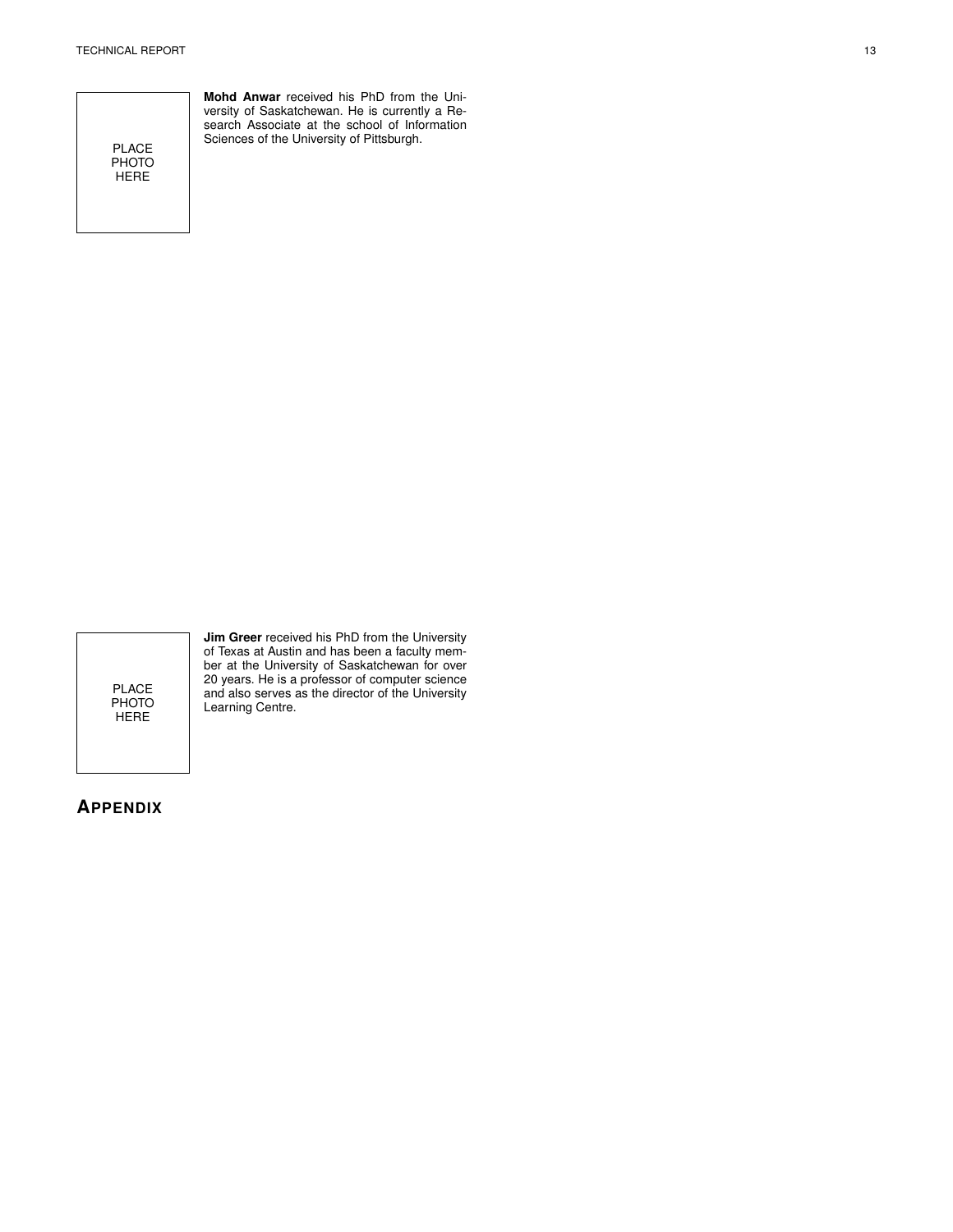PLACE PHOTO HERE

**Mohd Anwar** received his PhD from the University of Saskatchewan. He is currently a Research Associate at the school of Information Sciences of the University of Pittsburgh.

PLACE PHOTO HERE

**Jim Greer** received his PhD from the University of Texas at Austin and has been a faculty member at the University of Saskatchewan for over 20 years. He is a professor of computer science and also serves as the director of the University Learning Centre.

# APPENDIX